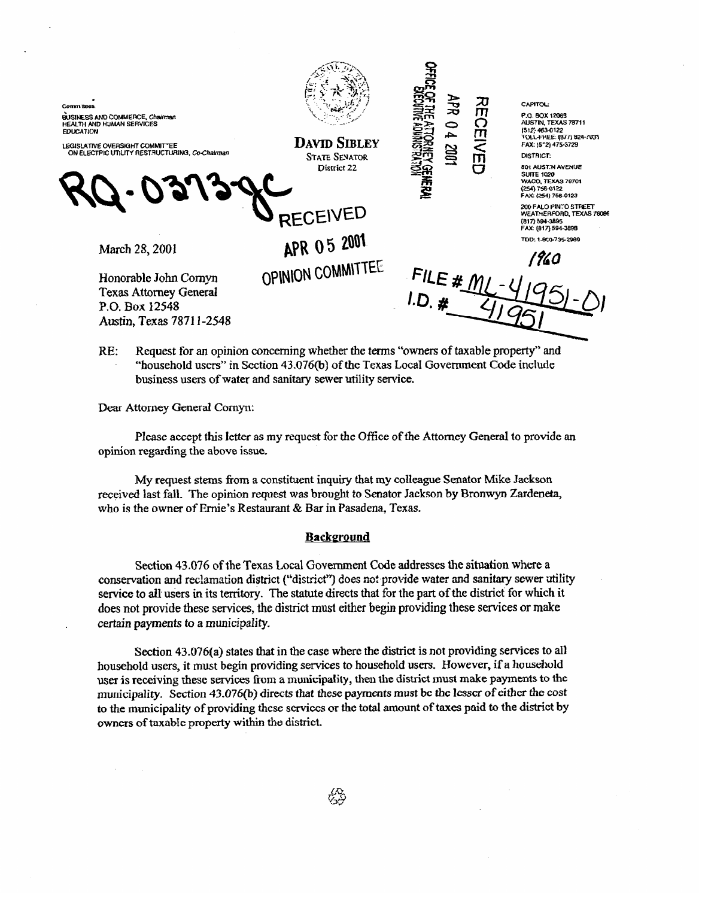Committees

BUSINESS AND COMMERCE, *Chairman*
HEALTH AND HUMAN SERVICES
EDUCATION

LEGISLATIVE OVERSIGHT COMMITTEE ON ELECTRIC UTILITY RESTRUCTURING, *Co-Chairman*

**DAVID SIBLEY**
STATE SENATOR
District 22

CAPITOL:
P.O. BOX 12068
AUSTIN, TEXAS 78711
(512) 463-0122
TOLL-FREE: (877) 824-7031
FAX: (512) 475-3729

DISTRICT:
801 AUSTIN AVENUE
SUITE 1020
WACO, TEXAS 76701
(254) 756-0122
FAX: (254) 756-0123

200 PALO PINTO STREET
WEATHERFORD, TEXAS 76086
(817) 594-3895
FAX: (817) 594-3898

TDD: 1-800-735-2989

RQ-0373-JC

RECEIVED
APR 04 2001
OFFICE OF THE ATTORNEY GENERAL
EXECUTIVE ADMINISTRATION

RECEIVED
APR 05 2001
OPINION COMMITTEE

1960

FILE # ML-41951-01
I.D. # 41951

March 28, 2001

Honorable John Cornyn
Texas Attorney General
P.O. Box 12548
Austin, Texas 78711-2548

RE: Request for an opinion concerning whether the terms "owners of taxable property" and "household users" in Section 43.076(b) of the Texas Local Government Code include business users of water and sanitary sewer utility service.

Dear Attorney General Cornyn:

Please accept this letter as my request for the Office of the Attorney General to provide an opinion regarding the above issue.

My request stems from a constituent inquiry that my colleague Senator Mike Jackson received last fall. The opinion request was brought to Senator Jackson by Bronwyn Zardeneta, who is the owner of Ernie's Restaurant & Bar in Pasadena, Texas.

## Background

Section 43.076 of the Texas Local Government Code addresses the situation where a conservation and reclamation district ("district") does not provide water and sanitary sewer utility service to all users in its territory. The statute directs that for the part of the district for which it does not provide these services, the district must either begin providing these services or make certain payments to a municipality.

Section 43.076(a) states that in the case where the district is not providing services to all household users, it must begin providing services to household users. However, if a household user is receiving these services from a municipality, then the district must make payments to the municipality. Section 43.076(b) directs that these payments must be the lesser of either the cost to the municipality of providing these services or the total amount of taxes paid to the district by owners of taxable property within the district.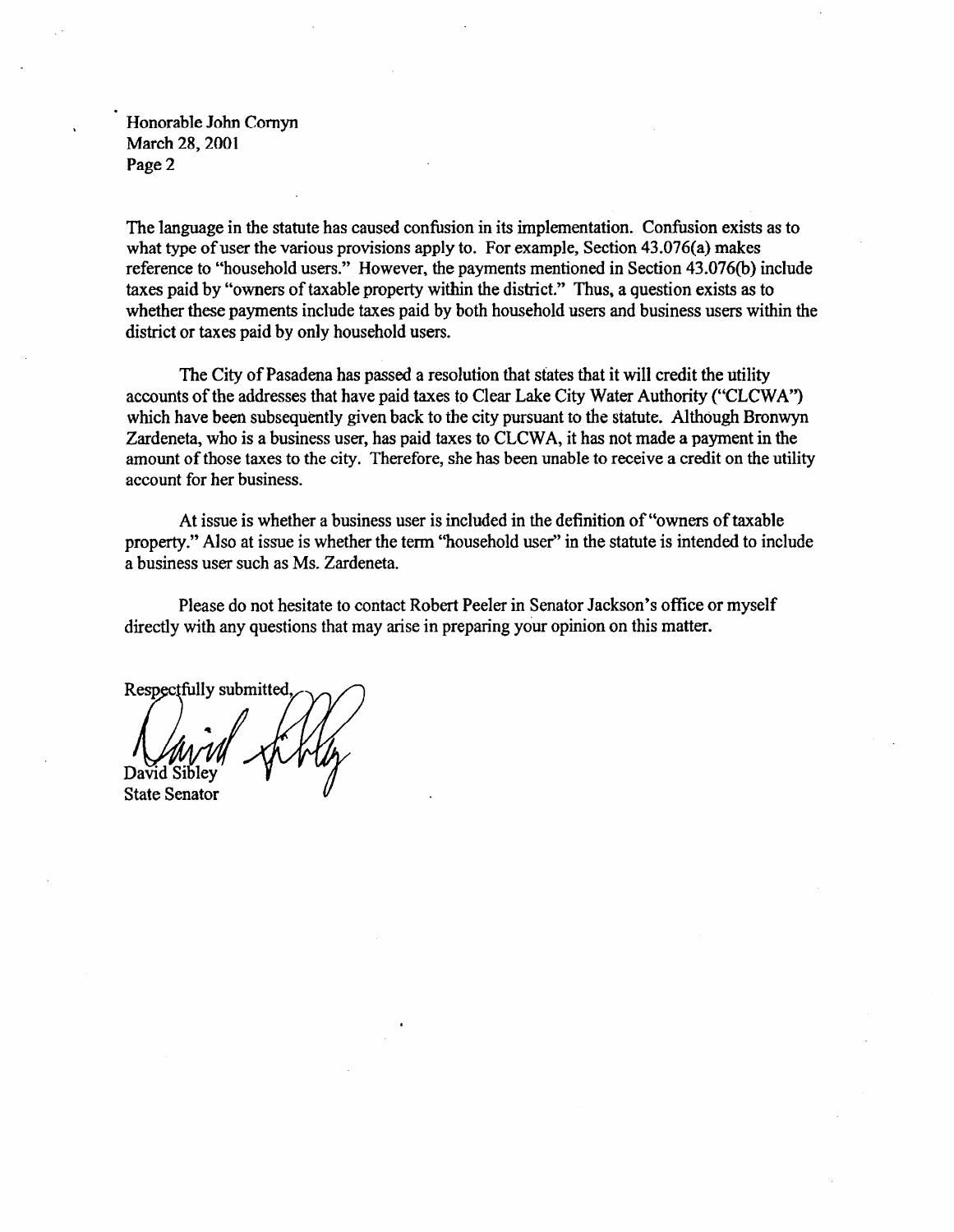Honorable John Cornyn
March 28, 2001

The language in the statute has caused confusion in its implementation. Confusion exists as to what type of user the various provisions apply to. For example, Section 43.076(a) makes reference to "household users." However, the payments mentioned in Section 43.076(b) include taxes paid by "owners of taxable property within the district." Thus, a question exists as to whether these payments include taxes paid by both household users and business users within the district or taxes paid by only household users.

The City of Pasadena has passed a resolution that states that it will credit the utility accounts of the addresses that have paid taxes to Clear Lake City Water Authority ("CLCWA") which have been subsequently given back to the city pursuant to the statute. Although Bronwyn Zardeneta, who is a business user, has paid taxes to CLCWA, it has not made a payment in the amount of those taxes to the city. Therefore, she has been unable to receive a credit on the utility account for her business.

At issue is whether a business user is included in the definition of "owners of taxable property." Also at issue is whether the term "household user" in the statute is intended to include a business user such as Ms. Zardeneta.

Please do not hesitate to contact Robert Peeler in Senator Jackson's office or myself directly with any questions that may arise in preparing your opinion on this matter.

Respectfully submitted,

David Sibley
State Senator